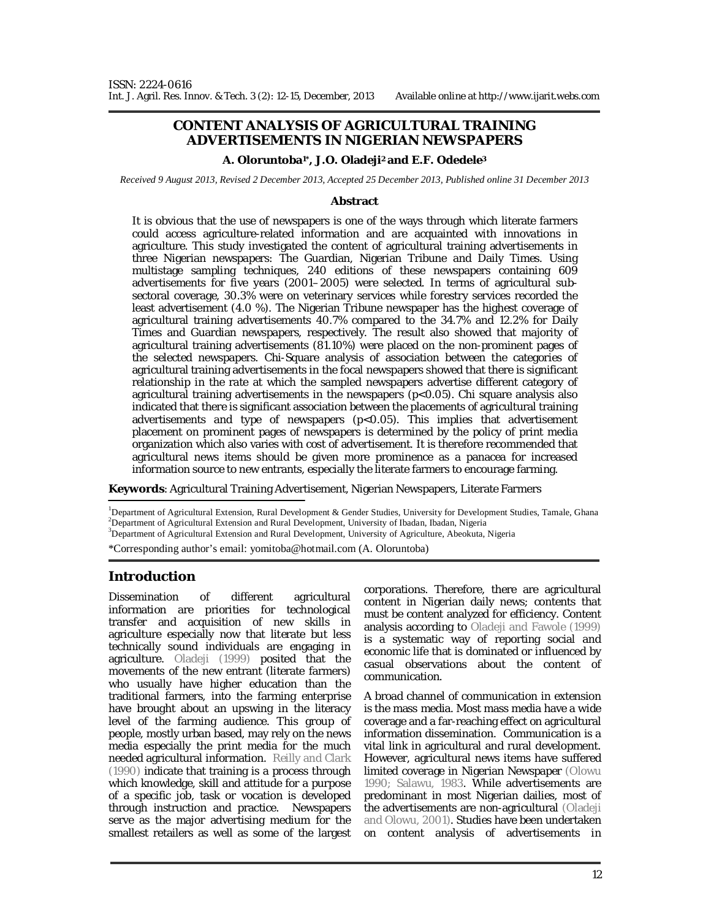ISSN: 2224-0616
Int. J. Agril. Res. Innov. & Tech. 3 (2): 12-15, December, 2013 Available online at http://www.ijarit.webs.com

# CONTENT ANALYSIS OF AGRICULTURAL TRAINING ADVERTISEMENTS IN NIGERIAN NEWSPAPERS

**A. Oloruntoba[1*], J.O. Oladeji[2] and E.F. Odedele[3]**

*Received 9 August 2013, Revised 2 December 2013, Accepted 25 December 2013, Published online 31 December 2013*

## Abstract

It is obvious that the use of newspapers is one of the ways through which literate farmers could access agriculture-related information and are acquainted with innovations in agriculture. This study investigated the content of agricultural training advertisements in three Nigerian newspapers: The Guardian, Nigerian Tribune and Daily Times. Using multistage sampling techniques, 240 editions of these newspapers containing 609 advertisements for five years (2001–2005) were selected. In terms of agricultural sub-sectoral coverage, 30.3% were on veterinary services while forestry services recorded the least advertisement (4.0 %). The Nigerian Tribune newspaper has the highest coverage of agricultural training advertisements 40.7% compared to the 34.7% and 12.2% for Daily Times and Guardian newspapers, respectively. The result also showed that majority of agricultural training advertisements (81.10%) were placed on the non-prominent pages of the selected newspapers. Chi-Square analysis of association between the categories of agricultural training advertisements in the focal newspapers showed that there is significant relationship in the rate at which the sampled newspapers advertise different category of agricultural training advertisements in the newspapers ($p<0.05$). Chi square analysis also indicated that there is significant association between the placements of agricultural training advertisements and type of newspapers ($p<0.05$). This implies that advertisement placement on prominent pages of newspapers is determined by the policy of print media organization which also varies with cost of advertisement. It is therefore recommended that agricultural news items should be given more prominence as a panacea for increased information source to new entrants, especially the literate farmers to encourage farming.

**Keywords**: Agricultural Training Advertisement, Nigerian Newspapers, Literate Farmers

[1]Department of Agricultural Extension, Rural Development & Gender Studies, University for Development Studies, Tamale, Ghana
[2]Department of Agricultural Extension and Rural Development, University of Ibadan, Ibadan, Nigeria
[3]Department of Agricultural Extension and Rural Development, University of Agriculture, Abeokuta, Nigeria

*Corresponding author's email: yomitoba@hotmail.com (A. Oloruntoba)

## Introduction

Dissemination of different agricultural information are priorities for technological transfer and acquisition of new skills in agriculture especially now that literate but less technically sound individuals are engaging in agriculture. Oladeji (1999) posited that the movements of the new entrant (literate farmers) who usually have higher education than the traditional farmers, into the farming enterprise have brought about an upswing in the literacy level of the farming audience. This group of people, mostly urban based, may rely on the news media especially the print media for the much needed agricultural information. Reilly and Clark (1990) indicate that training is a process through which knowledge, skill and attitude for a purpose of a specific job, task or vocation is developed through instruction and practice. Newspapers serve as the major advertising medium for the smallest retailers as well as some of the largest corporations. Therefore, there are agricultural content in Nigerian daily news; contents that must be content analyzed for efficiency. Content analysis according to Oladeji and Fawole (1999) is a systematic way of reporting social and economic life that is dominated or influenced by casual observations about the content of communication.

A broad channel of communication in extension is the mass media. Most mass media have a wide coverage and a far-reaching effect on agricultural information dissemination. Communication is a vital link in agricultural and rural development. However, agricultural news items have suffered limited coverage in Nigerian Newspaper (Olowu 1990; Salawu, 1983. While advertisements are predominant in most Nigerian dailies, most of the advertisements are non-agricultural (Oladeji and Olowu, 2001). Studies have been undertaken on content analysis of advertisements in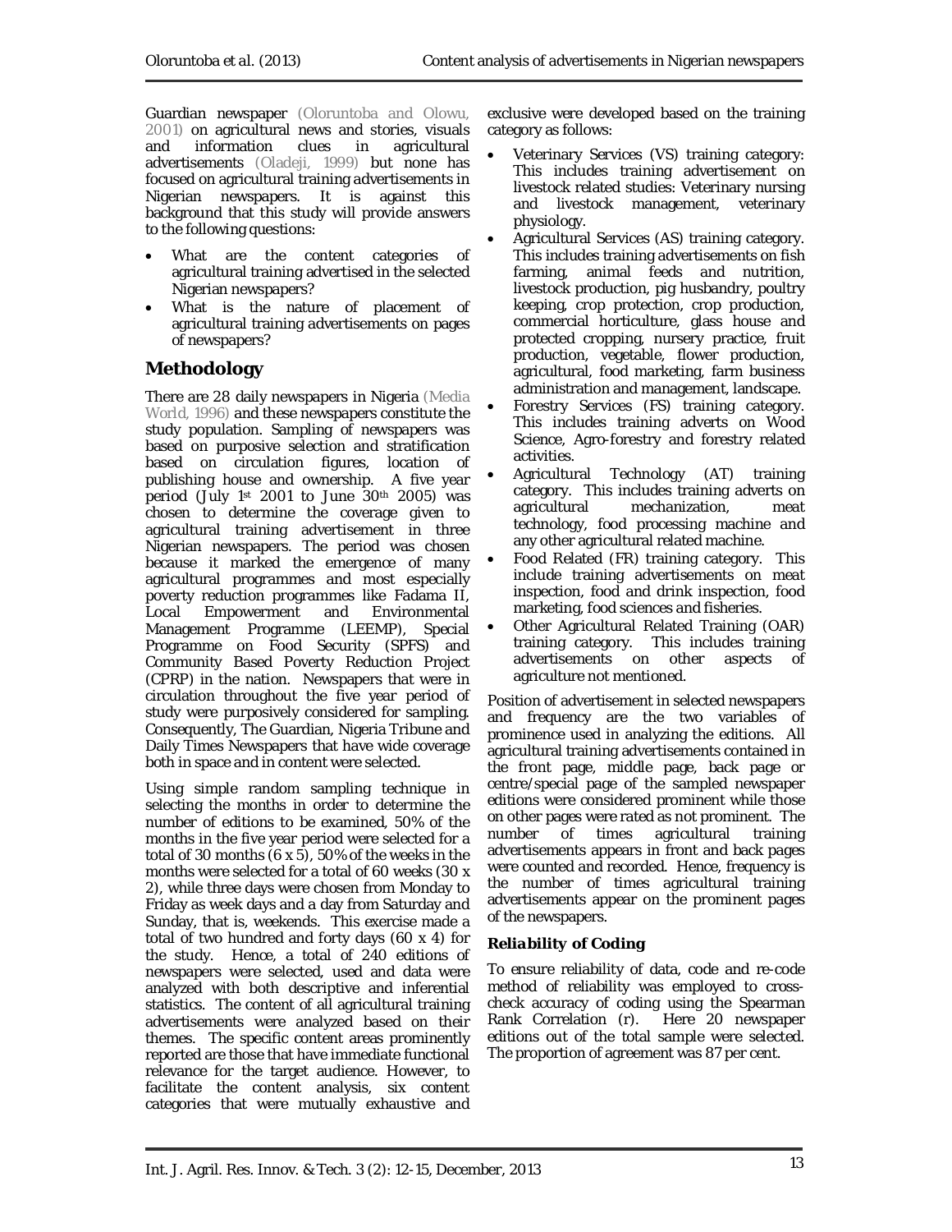Guardian newspaper (Oloruntoba and Olowu, 2001) on agricultural news and stories, visuals and information clues in agricultural advertisements (Oladeji, 1999) but none has focused on agricultural training advertisements in Nigerian newspapers. It is against this background that this study will provide answers to the following questions:

- What are the content categories of agricultural training advertised in the selected Nigerian newspapers?
- What is the nature of placement of agricultural training advertisements on pages of newspapers?

## Methodology

There are 28 daily newspapers in Nigeria (Media World, 1996) and these newspapers constitute the study population. Sampling of newspapers was based on purposive selection and stratification based on circulation figures, location of publishing house and ownership. A five year period (July 1st 2001 to June 30th 2005) was chosen to determine the coverage given to agricultural training advertisement in three Nigerian newspapers. The period was chosen because it marked the emergence of many agricultural programmes and most especially poverty reduction programmes like Fadama II, Local Empowerment and Environmental Management Programme (LEEMP), Special Programme on Food Security (SPFS) and Community Based Poverty Reduction Project (CPRP) in the nation. Newspapers that were in circulation throughout the five year period of study were purposively considered for sampling. Consequently, The Guardian, Nigeria Tribune and Daily Times Newspapers that have wide coverage both in space and in content were selected.

Using simple random sampling technique in selecting the months in order to determine the number of editions to be examined, 50% of the months in the five year period were selected for a total of 30 months (6 x 5), 50% of the weeks in the months were selected for a total of 60 weeks (30 x 2), while three days were chosen from Monday to Friday as week days and a day from Saturday and Sunday, that is, weekends. This exercise made a total of two hundred and forty days (60 x 4) for the study. Hence, a total of 240 editions of newspapers were selected, used and data were analyzed with both descriptive and inferential statistics. The content of all agricultural training advertisements were analyzed based on their themes. The specific content areas prominently reported are those that have immediate functional relevance for the target audience. However, to facilitate the content analysis, six content categories that were mutually exhaustive and exclusive were developed based on the training category as follows:

- Veterinary Services (VS) training category: This includes training advertisement on livestock related studies: Veterinary nursing and livestock management, veterinary physiology.
- Agricultural Services (AS) training category. This includes training advertisements on fish farming, animal feeds and nutrition, livestock production, pig husbandry, poultry keeping, crop protection, crop production, commercial horticulture, glass house and protected cropping, nursery practice, fruit production, vegetable, flower production, agricultural, food marketing, farm business administration and management, landscape.
- Forestry Services (FS) training category. This includes training adverts on Wood Science, Agro-forestry and forestry related activities.
- Agricultural Technology (AT) training category. This includes training adverts on agricultural mechanization, meat technology, food processing machine and any other agricultural related machine.
- Food Related (FR) training category. This include training advertisements on meat inspection, food and drink inspection, food marketing, food sciences and fisheries.
- Other Agricultural Related Training (OAR) training category. This includes training advertisements on other aspects of agriculture not mentioned.

Position of advertisement in selected newspapers and frequency are the two variables of prominence used in analyzing the editions. All agricultural training advertisements contained in the front page, middle page, back page or centre/special page of the sampled newspaper editions were considered prominent while those on other pages were rated as not prominent. The number of times agricultural training advertisements appears in front and back pages were counted and recorded. Hence, frequency is the number of times agricultural training advertisements appear on the prominent pages of the newspapers.

### *Reliability of Coding*

To ensure reliability of data, code and re-code method of reliability was employed to cross-check accuracy of coding using the Spearman Rank Correlation (r). Here 20 newspaper editions out of the total sample were selected. The proportion of agreement was 87 per cent.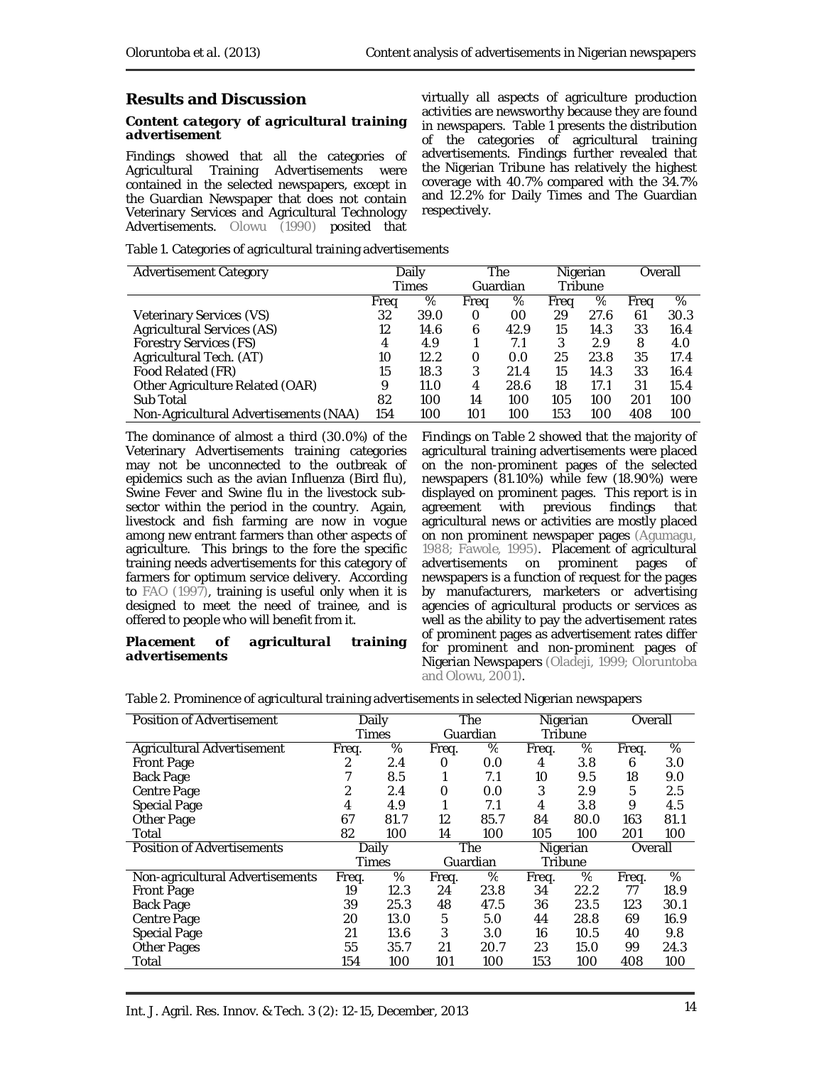## Results and Discussion

### *Content category of agricultural training advertisement*

Findings showed that all the categories of Agricultural Training Advertisements were contained in the selected newspapers, except in the Guardian Newspaper that does not contain Veterinary Services and Agricultural Technology Advertisements. Olowu (1990) posited that virtually all aspects of agriculture production activities are newsworthy because they are found in newspapers. Table 1 presents the distribution of the categories of agricultural training advertisements. Findings further revealed that the Nigerian Tribune has relatively the highest coverage with 40.7% compared with the 34.7% and 12.2% for Daily Times and The Guardian respectively.

Table 1. Categories of agricultural training advertisements

| Advertisement Category | Daily Times | | The Guardian | | Nigerian Tribune | | Overall | |
|---|---|---|---|---|---|---|---|---|
| | Freq | % | Freq | % | Freq | % | Freq | % |
| Veterinary Services (VS) | 32 | 39.0 | 0 | 00 | 29 | 27.6 | 61 | 30.3 |
| Agricultural Services (AS) | 12 | 14.6 | 6 | 42.9 | 15 | 14.3 | 33 | 16.4 |
| Forestry Services (FS) | 4 | 4.9 | 1 | 7.1 | 3 | 2.9 | 8 | 4.0 |
| Agricultural Tech. (AT) | 10 | 12.2 | 0 | 0.0 | 25 | 23.8 | 35 | 17.4 |
| Food Related (FR) | 15 | 18.3 | 3 | 21.4 | 15 | 14.3 | 33 | 16.4 |
| Other Agriculture Related (OAR) | 9 | 11.0 | 4 | 28.6 | 18 | 17.1 | 31 | 15.4 |
| Sub Total | 82 | 100 | 14 | 100 | 105 | 100 | 201 | 100 |
| Non-Agricultural Advertisements (NAA) | 154 | 100 | 101 | 100 | 153 | 100 | 408 | 100 |

The dominance of almost a third (30.0%) of the Veterinary Advertisements training categories may not be unconnected to the outbreak of epidemics such as the avian Influenza (Bird flu), Swine Fever and Swine flu in the livestock sub-sector within the period in the country. Again, livestock and fish farming are now in vogue among new entrant farmers than other aspects of agriculture. This brings to the fore the specific training needs advertisements for this category of farmers for optimum service delivery. According to FAO (1997), training is useful only when it is designed to meet the need of trainee, and is offered to people who will benefit from it.

### *Placement of agricultural training advertisements*

Findings on Table 2 showed that the majority of agricultural training advertisements were placed on the non-prominent pages of the selected newspapers (81.10%) while few (18.90%) were displayed on prominent pages. This report is in agreement with previous findings that agricultural news or activities are mostly placed on non prominent newspaper pages (Agumagu, 1988; Fawole, 1995). Placement of agricultural advertisements on prominent pages of newspapers is a function of request for the pages by manufacturers, marketers or advertising agencies of agricultural products or services as well as the ability to pay the advertisement rates of prominent pages as advertisement rates differ for prominent and non-prominent pages of Nigerian Newspapers (Oladeji, 1999; Oloruntoba and Olowu, 2001).

Table 2. Prominence of agricultural training advertisements in selected Nigerian newspapers

| Position of Advertisement | Daily Times | | The Guardian | | Nigerian Tribune | | Overall | |
|---|---|---|---|---|---|---|---|---|
| Agricultural Advertisement | Freq. | % | Freq. | % | Freq. | % | Freq. | % |
| Front Page | 2 | 2.4 | 0 | 0.0 | 4 | 3.8 | 6 | 3.0 |
| Back Page | 7 | 8.5 | 1 | 7.1 | 10 | 9.5 | 18 | 9.0 |
| Centre Page | 2 | 2.4 | 0 | 0.0 | 3 | 2.9 | 5 | 2.5 |
| Special Page | 4 | 4.9 | 1 | 7.1 | 4 | 3.8 | 9 | 4.5 |
| Other Page | 67 | 81.7 | 12 | 85.7 | 84 | 80.0 | 163 | 81.1 |
| Total | 82 | 100 | 14 | 100 | 105 | 100 | 201 | 100 |
| Position of Advertisements | Daily Times | | The Guardian | | Nigerian Tribune | | Overall | |
| Non-agricultural Advertisements | Freq. | % | Freq. | % | Freq. | % | Freq. | % |
| Front Page | 19 | 12.3 | 24 | 23.8 | 34 | 22.2 | 77 | 18.9 |
| Back Page | 39 | 25.3 | 48 | 47.5 | 36 | 23.5 | 123 | 30.1 |
| Centre Page | 20 | 13.0 | 5 | 5.0 | 44 | 28.8 | 69 | 16.9 |
| Special Page | 21 | 13.6 | 3 | 3.0 | 16 | 10.5 | 40 | 9.8 |
| Other Pages | 55 | 35.7 | 21 | 20.7 | 23 | 15.0 | 99 | 24.3 |
| Total | 154 | 100 | 101 | 100 | 153 | 100 | 408 | 100 |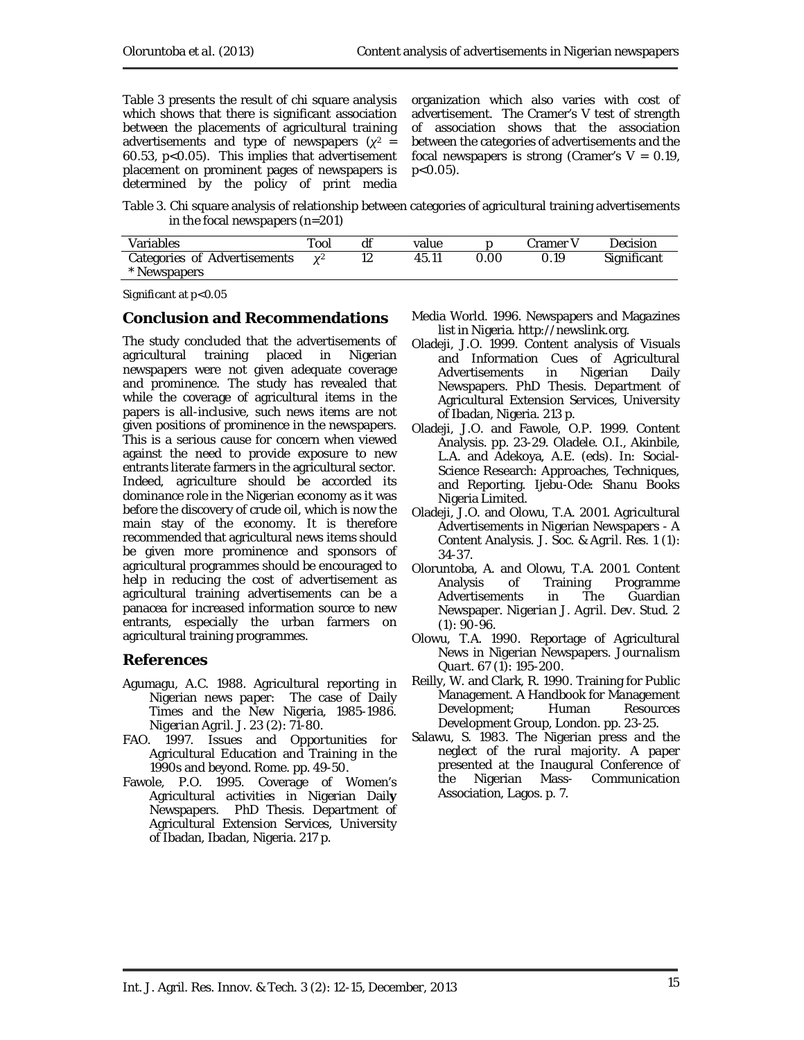Table 3 presents the result of chi square analysis which shows that there is significant association between the placements of agricultural training advertisements and type of newspapers ($\chi^2$ = 60.53, p<0.05). This implies that advertisement placement on prominent pages of newspapers is determined by the policy of print media organization which also varies with cost of advertisement. The Cramer's V test of strength of association shows that the association between the categories of advertisements and the focal newspapers is strong (Cramer's V = 0.19, p<0.05).

Table 3. Chi square analysis of relationship between categories of agricultural training advertisements in the focal newspapers (n=201)

| Variables | Tool | df | value | p | Cramer V | Decision |
|---|---|---|---|---|---|---|
| Categories of Advertisements * Newspapers | $\chi^2$ | 12 | 45.11 | 0.00 | 0.19 | Significant |

Significant at p<0.05

## Conclusion and Recommendations

The study concluded that the advertisements of agricultural training placed in Nigerian newspapers were not given adequate coverage and prominence. The study has revealed that while the coverage of agricultural items in the papers is all-inclusive, such news items are not given positions of prominence in the newspapers. This is a serious cause for concern when viewed against the need to provide exposure to new entrants literate farmers in the agricultural sector. Indeed, agriculture should be accorded its dominance role in the Nigerian economy as it was before the discovery of crude oil, which is now the main stay of the economy. It is therefore recommended that agricultural news items should be given more prominence and sponsors of agricultural programmes should be encouraged to help in reducing the cost of advertisement as agricultural training advertisements can be a panacea for increased information source to new entrants, especially the urban farmers on agricultural training programmes.

## References

Agumagu, A.C. 1988. Agricultural reporting in Nigerian news paper: The case of Daily Times and the New Nigeria, 1985-1986. *Nigerian Agril. J.* 23 (2): 71-80.

FAO. 1997. Issues and Opportunities for Agricultural Education and Training in the 1990s and beyond. Rome. pp. 49-50.

Fawole, P.O. 1995. Coverage of Women's Agricultural activities in Nigerian Daily Newspapers. PhD Thesis. Department of Agricultural Extension Services, University of Ibadan, Ibadan, Nigeria. 217 p.

Media World. 1996. Newspapers and Magazines list in Nigeria. http://newslink.org.

Oladeji, J.O. 1999. Content analysis of Visuals and Information Cues of Agricultural Advertisements in Nigerian Daily Newspapers. PhD Thesis. Department of Agricultural Extension Services, University of Ibadan, Nigeria. 213 p.

Oladeji, J.O. and Fawole, O.P. 1999. Content Analysis. pp. 23-29. Oladele. O.I., Akinbile, L.A. and Adekoya, A.E. (eds). In: Social-Science Research: Approaches, Techniques, and Reporting. Ijebu-Ode: Shanu Books Nigeria Limited.

Oladeji, J.O. and Olowu, T.A. 2001. Agricultural Advertisements in Nigerian Newspapers - A Content Analysis. *J. Soc. & Agril. Res.* 1 (1): 34-37.

Oloruntoba, A. and Olowu, T.A. 2001. Content Analysis of Training Programme Advertisements in The Guardian Newspaper. *Nigerian J. Agril. Dev. Stud.* 2 (1): 90-96.

Olowu, T.A. 1990. Reportage of Agricultural News in Nigerian Newspapers. *Journalism Quart.* 67 (1): 195-200.

Reilly, W. and Clark, R. 1990. Training for Public Management. A Handbook for Management Development; Human Resources Development Group, London. pp. 23-25.

Salawu, S. 1983. The Nigerian press and the neglect of the rural majority. A paper presented at the Inaugural Conference of the Nigerian Mass- Communication Association, Lagos. p. 7.